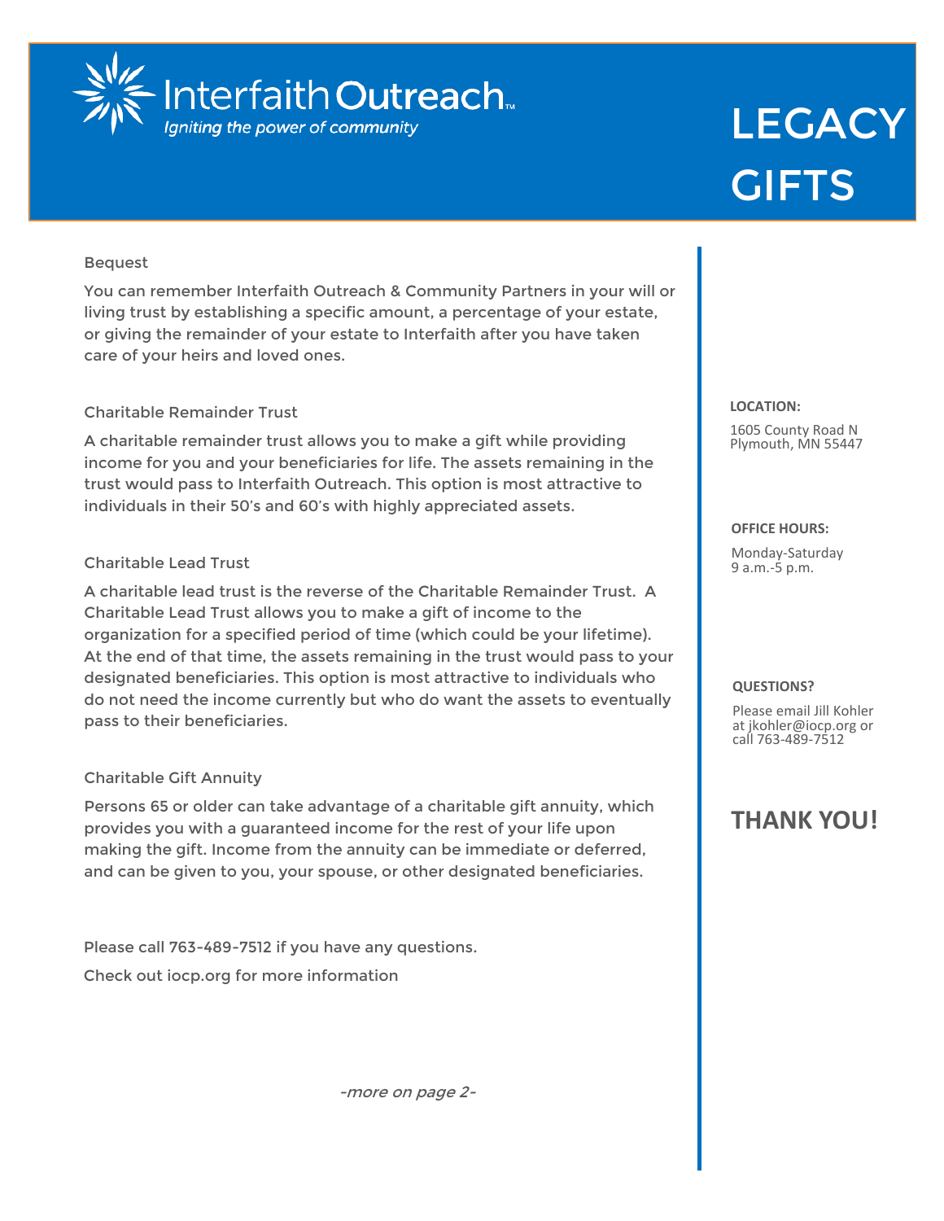Interfaith Outreach

*Igniting the power of community*

# LEGACY GIFTS

### Bequest

You can remember Interfaith Outreach & Community Partners in your will or living trust by establishing a specific amount, a percentage of your estate, or giving the remainder of your estate to Interfaith after you have taken care of your heirs and loved ones.

### Charitable Remainder Trust

A charitable remainder trust allows you to make a gift while providing income for you and your beneficiaries for life. The assets remaining in the trust would pass to Interfaith Outreach. This option is most attractive to individuals in their 50's and 60's with highly appreciated assets.

### Charitable Lead Trust

A charitable lead trust is the reverse of the Charitable Remainder Trust. A Charitable Lead Trust allows you to make a gift of income to the organization for a specified period of time (which could be your lifetime). At the end of that time, the assets remaining in the trust would pass to your designated beneficiaries. This option is most attractive to individuals who do not need the income currently but who do want the assets to eventually pass to their beneficiaries.

### Charitable Gift Annuity

Persons 65 or older can take advantage of a charitable gift annuity, which provides you with a guaranteed income for the rest of your life upon making the gift. Income from the annuity can be immediate or deferred, and can be given to you, your spouse, or other designated beneficiaries.

Please call 763-489-7512 if you have any questions.

Check out iocp.org for more information

*-more on page 2-*

**LOCATION:**

1605 County Road N
Plymouth, MN 55447

**OFFICE HOURS:**

Monday-Saturday
9 a.m.-5 p.m.

**QUESTIONS?**

Please email Jill Kohler at jkohler@iocp.org or call 763-489-7512

**THANK YOU!**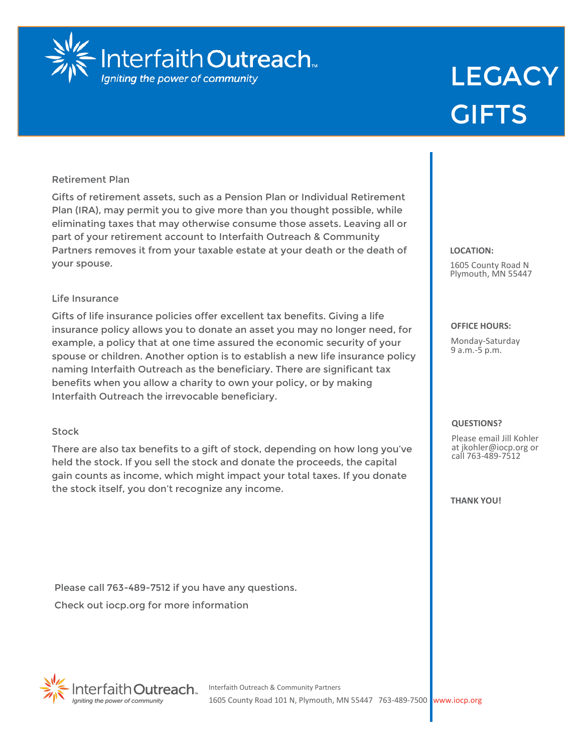Interfaith Outreach
*Igniting the power of community*

# LEGACY GIFTS

### Retirement Plan

Gifts of retirement assets, such as a Pension Plan or Individual Retirement Plan (IRA), may permit you to give more than you thought possible, while eliminating taxes that may otherwise consume those assets. Leaving all or part of your retirement account to Interfaith Outreach & Community Partners removes it from your taxable estate at your death or the death of your spouse.

### Life Insurance

Gifts of life insurance policies offer excellent tax benefits. Giving a life insurance policy allows you to donate an asset you may no longer need, for example, a policy that at one time assured the economic security of your spouse or children. Another option is to establish a new life insurance policy naming Interfaith Outreach as the beneficiary. There are significant tax benefits when you allow a charity to own your policy, or by making Interfaith Outreach the irrevocable beneficiary.

### Stock

There are also tax benefits to a gift of stock, depending on how long you've held the stock. If you sell the stock and donate the proceeds, the capital gain counts as income, which might impact your total taxes. If you donate the stock itself, you don't recognize any income.

Please call 763-489-7512 if you have any questions.

Check out iocp.org for more information

**LOCATION:**

1605 County Road N
Plymouth, MN 55447

**OFFICE HOURS:**

Monday-Saturday
9 a.m.-5 p.m.

**QUESTIONS?**

Please email Jill Kohler at jkohler@iocp.org or call 763-489-7512

**THANK YOU!**

Interfaith Outreach
*Igniting the power of community*

Interfaith Outreach & Community Partners
1605 County Road 101 N, Plymouth, MN 55447 763-489-7500 www.iocp.org